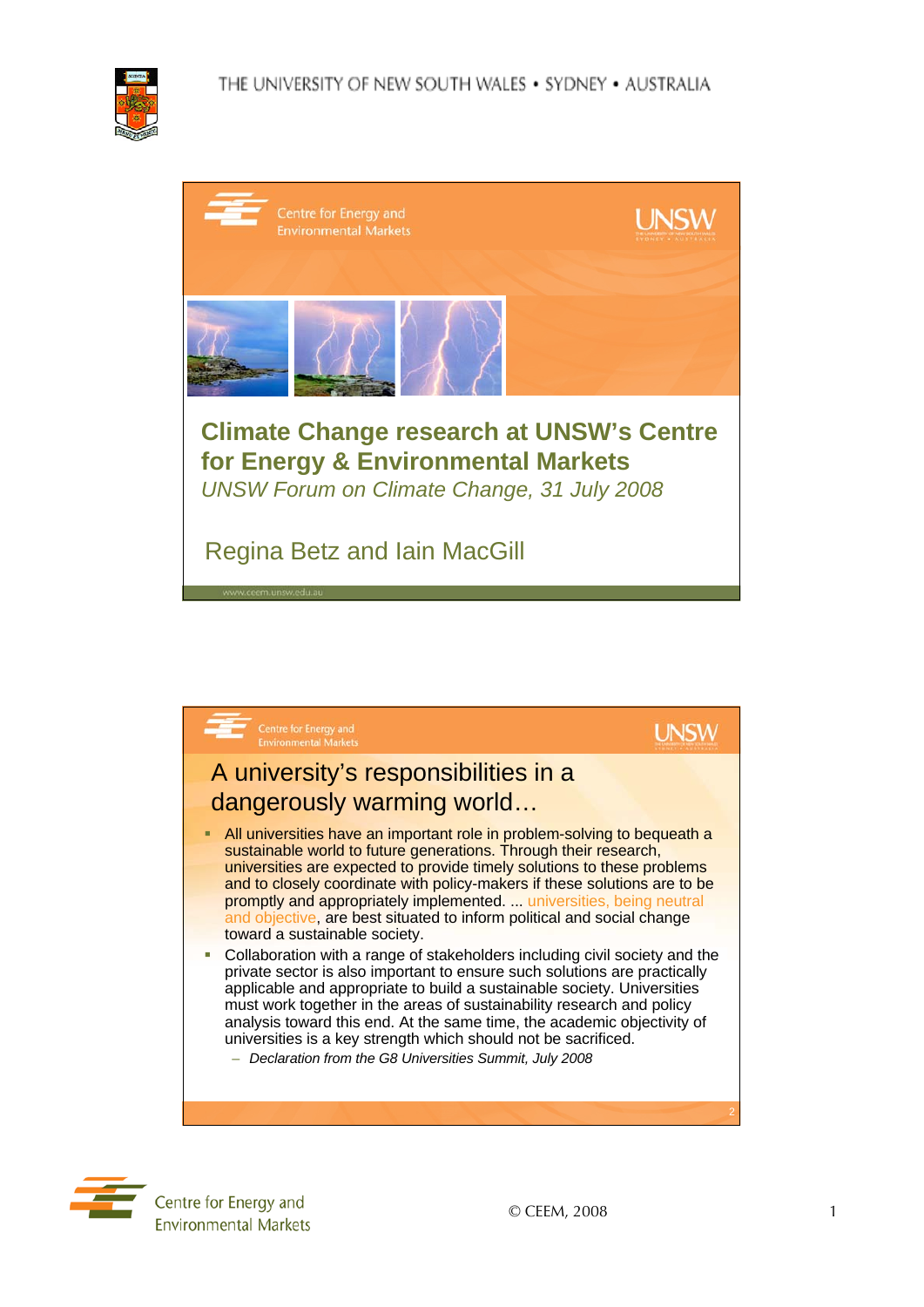# Climate Change research at UNSW's Centre for Energy & Environmental Markets

*UNSW Forum on Climate Change, 31 July 2008*

Regina Betz and Iain MacGill

www.ceem.unsw.edu.au

## A university's responsibilities in a dangerously warming world…

- All universities have an important role in problem-solving to bequeath a sustainable world to future generations. Through their research, universities are expected to provide timely solutions to these problems and to closely coordinate with policy-makers if these solutions are to be promptly and appropriately implemented. ... universities, being neutral and objective, are best situated to inform political and social change toward a sustainable society.
- Collaboration with a range of stakeholders including civil society and the private sector is also important to ensure such solutions are practically applicable and appropriate to build a sustainable society. Universities must work together in the areas of sustainability research and policy analysis toward this end. At the same time, the academic objectivity of universities is a key strength which should not be sacrificed.
  - *Declaration from the G8 Universities Summit, July 2008*

© CEEM, 2008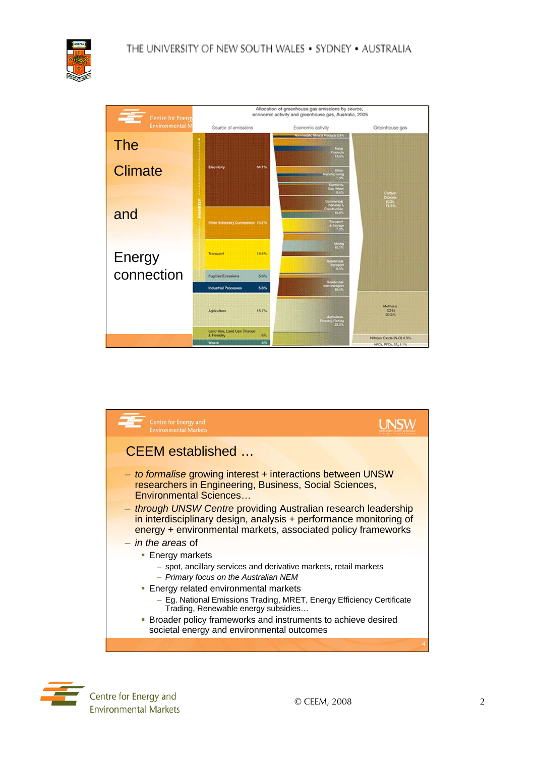## The Climate and Energy connection

Allocation of greenhouse gas emissions by source, economic activity and greenhouse gas, Australia, 2005

| Source of emissions | Economic activity | Greenhouse gas |
|---|---|---|
| Electricity 34.7% | Non-metallic Mineral Products 2.4% | Carbon Dioxide ($CO_2$) 74.5% |
| Other Stationary Combustion 15.2% | Metal Products 13.3% | Methane ($CH_4$) 20.2% |
| Transport 14.4% | Other Manufacturing 7.3% | Nitrous Oxide ($N_2O$) 4.3% |
| Fugitive Emissions 5.6% | Electricity, Gas, Water 6.4% | HFCs, PFCs, $SF_6$ 1.1% |
| Industrial Processes 5.3% | Commercial Services & Construction 10.6% | |
| Agriculture 15.7% | Transport & Storage 7.3% | |
| Land Use, Land Use Change & Forestry 6% | Mining 10.7% | |
| Waste 3% | Residential: Transport 6.5% | |
| | Residential: Non-transport 10.4% | |
| | Agriculture, Forestry, Fishing 23.2% | |

## CEEM established …

- *to formalise* growing interest + interactions between UNSW researchers in Engineering, Business, Social Sciences, Environmental Sciences…
- *through UNSW Centre* providing Australian research leadership in interdisciplinary design, analysis + performance monitoring of energy + environmental markets, associated policy frameworks
- *in the areas* of
  - Energy markets
    - spot, ancillary services and derivative markets, retail markets
    - *Primary focus on the Australian NEM*
  - Energy related environmental markets
    - Eg. National Emissions Trading, MRET, Energy Efficiency Certificate Trading, Renewable energy subsidies…
  - Broader policy frameworks and instruments to achieve desired societal energy and environmental outcomes

© CEEM, 2008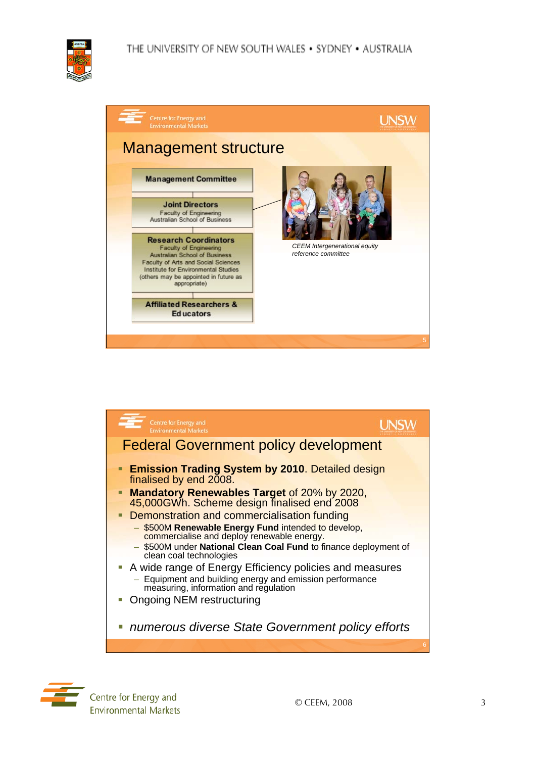## Management structure

**Management Committee**

**Joint Directors**
Faculty of Engineering
Australian School of Business

**Research Coordinators**
Faculty of Engineering
Australian School of Business
Faculty of Arts and Social Sciences
Institute for Environmental Studies
(others may be appointed in future as appropriate)

**Affiliated Researchers & Educators**

*CEEM Intergenerational equity reference committee*

## Federal Government policy development

- **Emission Trading System by 2010**. Detailed design finalised by end 2008.
- **Mandatory Renewables Target** of 20% by 2020, 45,000GWh. Scheme design finalised end 2008
- Demonstration and commercialisation funding
  - $500M **Renewable Energy Fund** intended to develop, commercialise and deploy renewable energy.
  - $500M under **National Clean Coal Fund** to finance deployment of clean coal technologies
- A wide range of Energy Efficiency policies and measures
  - Equipment and building energy and emission performance measuring, information and regulation
- Ongoing NEM restructuring
- *numerous diverse State Government policy efforts*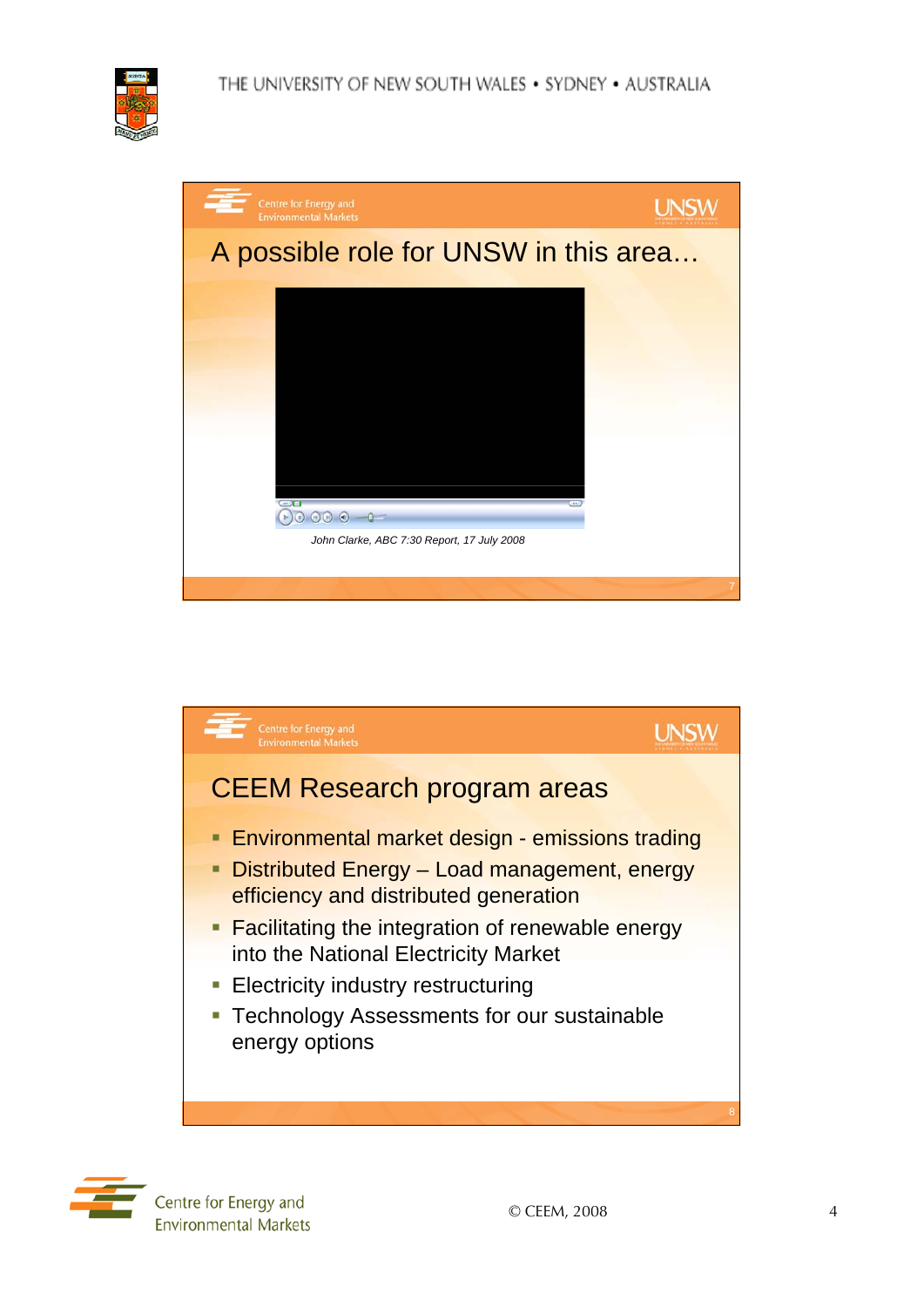## A possible role for UNSW in this area…

*John Clarke, ABC 7:30 Report, 17 July 2008*

## CEEM Research program areas

- Environmental market design - emissions trading
- Distributed Energy – Load management, energy efficiency and distributed generation
- Facilitating the integration of renewable energy into the National Electricity Market
- Electricity industry restructuring
- Technology Assessments for our sustainable energy options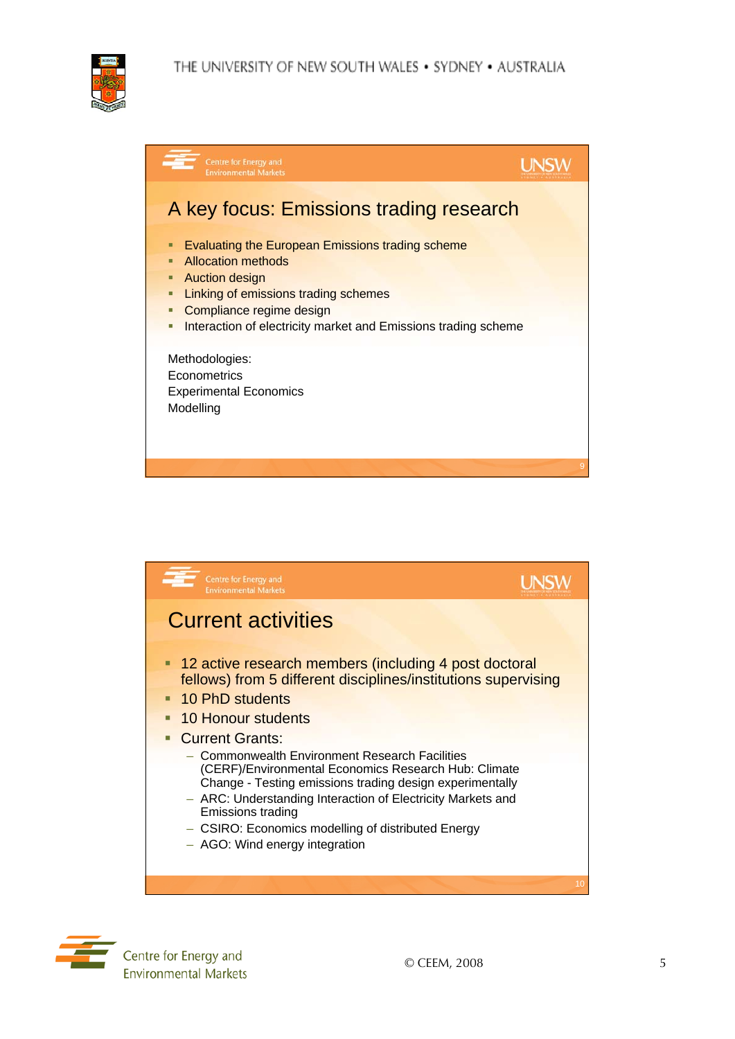## A key focus: Emissions trading research

- Evaluating the European Emissions trading scheme
- Allocation methods
- Auction design
- Linking of emissions trading schemes
- Compliance regime design
- Interaction of electricity market and Emissions trading scheme

Methodologies:
Econometrics
Experimental Economics
Modelling

## Current activities

- 12 active research members (including 4 post doctoral fellows) from 5 different disciplines/institutions supervising
- 10 PhD students
- 10 Honour students
- Current Grants:
  - Commonwealth Environment Research Facilities (CERF)/Environmental Economics Research Hub: Climate Change - Testing emissions trading design experimentally
  - ARC: Understanding Interaction of Electricity Markets and Emissions trading
  - CSIRO: Economics modelling of distributed Energy
  - AGO: Wind energy integration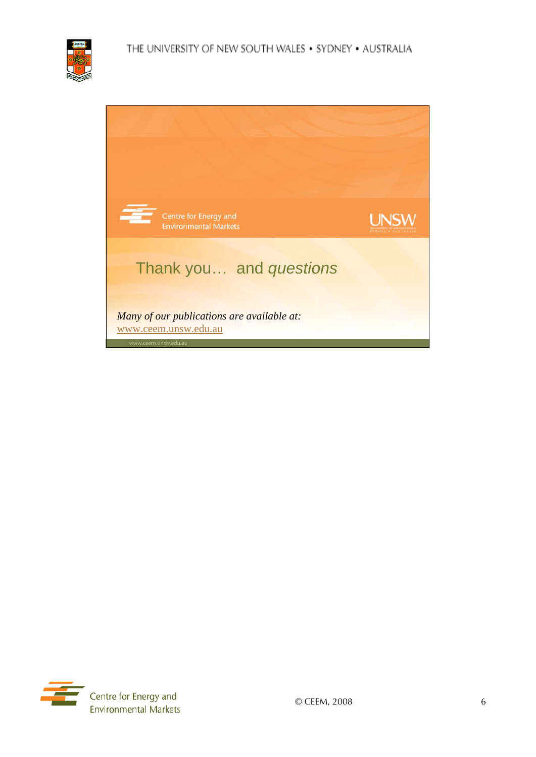Centre for Energy and Environmental Markets

UNSW

## Thank you… and *questions*

*Many of our publications are available at:*
www.ceem.unsw.edu.au

www.ceem.unsw.edu.au